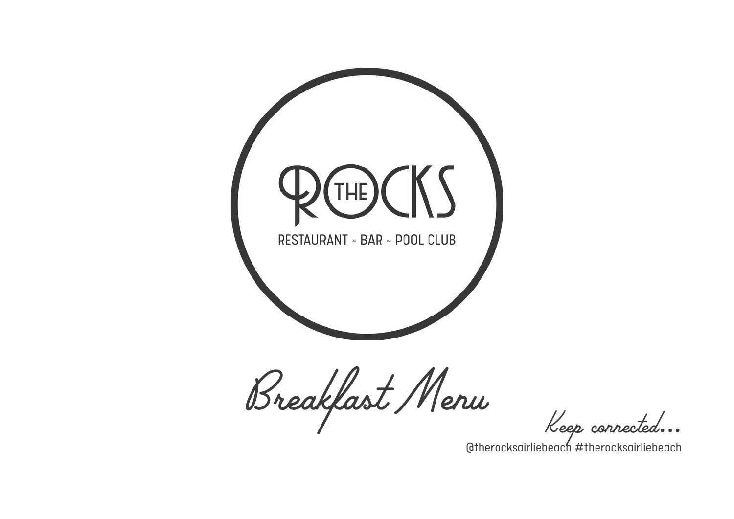# THE ROCKS

RESTAURANT - BAR - POOL CLUB

## Breakfast Menu

*Keep connected...*

@therocksairliebeach #therocksairliebeach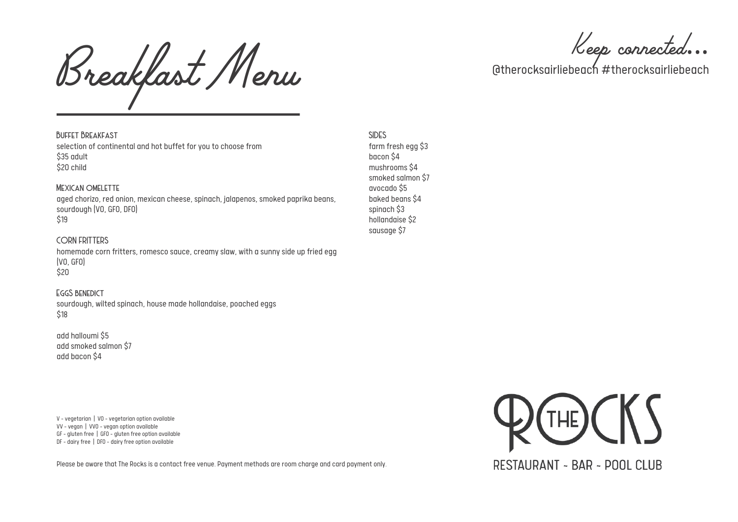# Breakfast Menu

Keep connected...
@therocksairliebeach #therocksairliebeach

### Buffet Breakfast
selection of continental and hot buffet for you to choose from
$35 adult
$20 child

### Mexican Omelette
aged chorizo, red onion, mexican cheese, spinach, jalapenos, smoked paprika beans, sourdough (VO, GFO, DFO)
$19

### Corn Fritters
homemade corn fritters, romesco sauce, creamy slaw, with a sunny side up fried egg (VO, GFO)
$20

### Eggs Benedict
sourdough, wilted spinach, house made hollandaise, poached eggs
$18

add halloumi $5
add smoked salmon $7
add bacon $4

### Sides
farm fresh egg $3
bacon $4
mushrooms $4
smoked salmon $7
avocado $5
baked beans $4
spinach $3
hollandaise $2
sausage $7

V - vegetarian | VO - vegetarian option available
VV - vegan | VVO - vegan option available
GF - gluten free | GFO - gluten free option available
DF - dairy free | DFO - dairy free option available

Please be aware that The Rocks is a contact free venue. Payment methods are room charge and card payment only.

THE ROCKS
RESTAURANT ~ BAR ~ POOL CLUB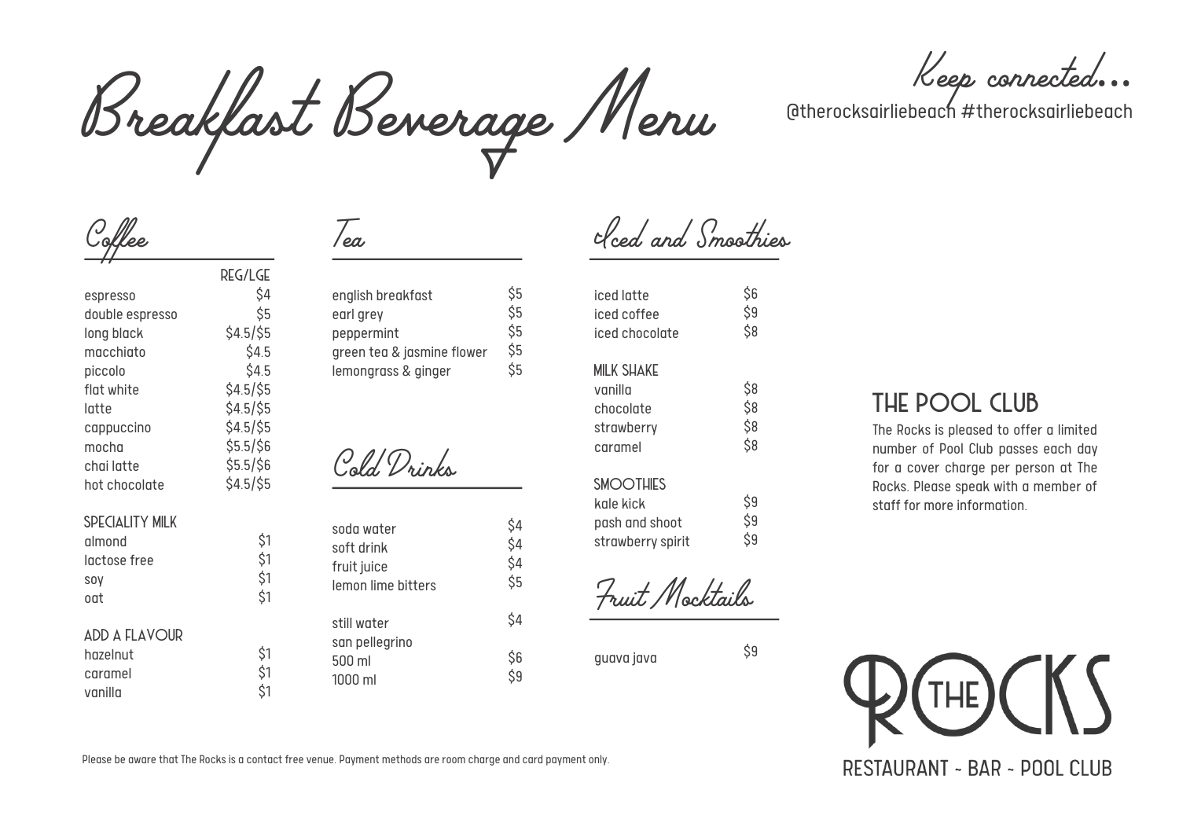# Breakfast Beverage Menu

Keep connected...
@therocksairliebeach #therocksairliebeach

## Coffee

| | REG/LGE |
|---|---|
| espresso | $4 |
| double espresso | $5 |
| long black | $4.5/$5 |
| macchiato | $4.5 |
| piccolo | $4.5 |
| flat white | $4.5/$5 |
| latte | $4.5/$5 |
| cappuccino | $4.5/$5 |
| mocha | $5.5/$6 |
| chai latte | $5.5/$6 |
| hot chocolate | $4.5/$5 |

### SPECIALITY MILK

| | |
|---|---|
| almond | $1 |
| lactose free | $1 |
| soy | $1 |
| oat | $1 |

### ADD A FLAVOUR

| | |
|---|---|
| hazelnut | $1 |
| caramel | $1 |
| vanilla | $1 |

## Tea

| | |
|---|---|
| english breakfast | $5 |
| earl grey | $5 |
| peppermint | $5 |
| green tea & jasmine flower | $5 |
| lemongrass & ginger | $5 |

## Cold Drinks

| | |
|---|---|
| soda water | $4 |
| soft drink | $4 |
| fruit juice | $4 |
| lemon lime bitters | $5 |
| still water | $4 |
| san pellegrino | |
| 500 ml | $6 |
| 1000 ml | $9 |

## Iced and Smoothies

| | |
|---|---|
| iced latte | $6 |
| iced coffee | $9 |
| iced chocolate | $8 |

### MILK SHAKE

| | |
|---|---|
| vanilla | $8 |
| chocolate | $8 |
| strawberry | $8 |
| caramel | $8 |

### SMOOTHIES

| | |
|---|---|
| kale kick | $9 |
| pash and shoot | $9 |
| strawberry spirit | $9 |

## Fruit Mocktails

| | |
|---|---|
| guava java | $9 |

## THE POOL CLUB

The Rocks is pleased to offer a limited number of Pool Club passes each day for a cover charge per person at The Rocks. Please speak with a member of staff for more information.

THE ROCKS
RESTAURANT ~ BAR ~ POOL CLUB

Please be aware that The Rocks is a contact free venue. Payment methods are room charge and card payment only.